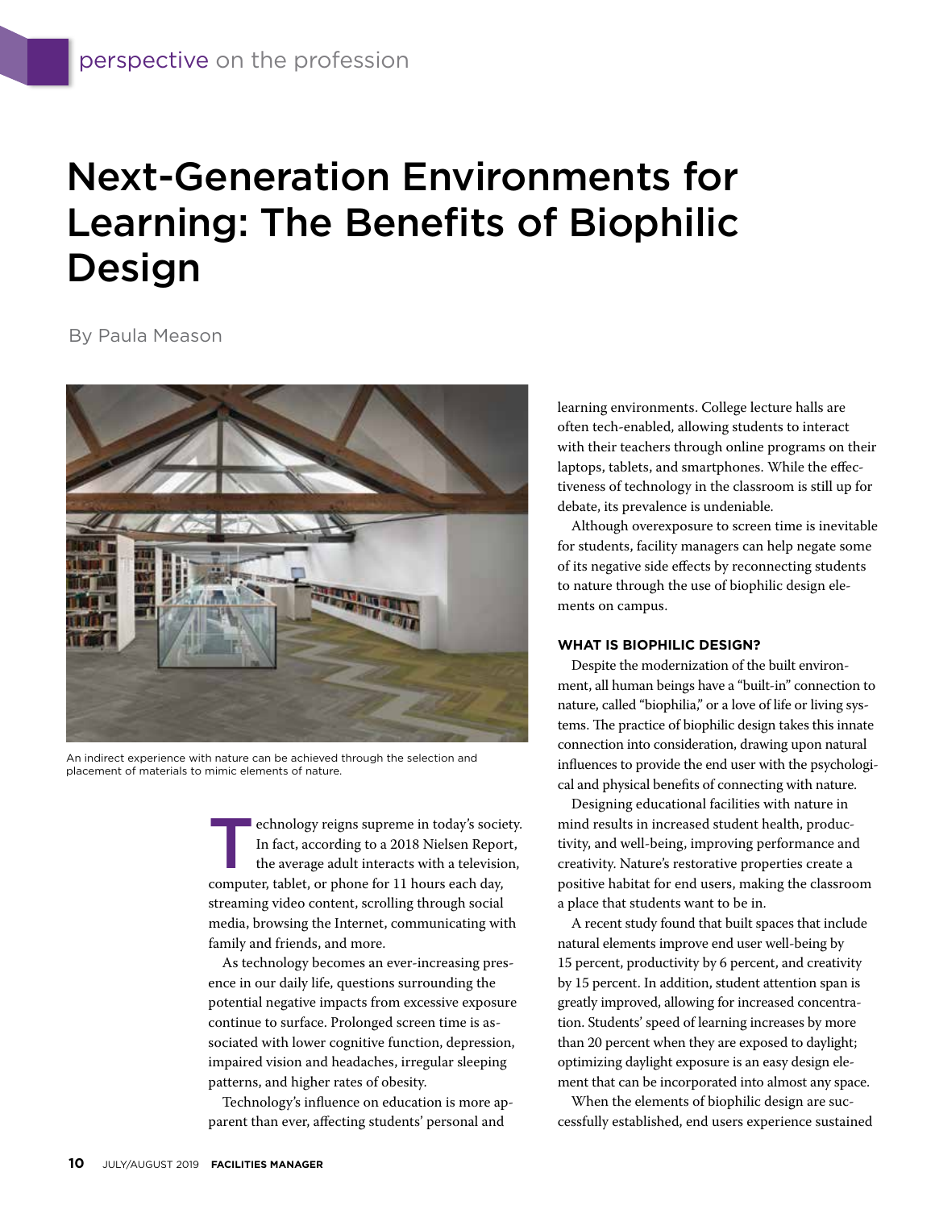# Next-Generation Environments for Learning: The Benefits of Biophilic Design

By Paula Meason

An indirect experience with nature can be achieved through the selection and placement of materials to mimic elements of nature.

Technology reigns supreme in today's society. In fact, according to a 2018 Nielsen Report, the average adult interacts with a television, computer, tablet, or phone for 11 hours each day, streaming video content, scrolling through social media, browsing the Internet, communicating with family and friends, and more.

As technology becomes an ever-increasing presence in our daily life, questions surrounding the potential negative impacts from excessive exposure continue to surface. Prolonged screen time is associated with lower cognitive function, depression, impaired vision and headaches, irregular sleeping patterns, and higher rates of obesity.

Technology's influence on education is more apparent than ever, affecting students' personal and learning environments. College lecture halls are often tech-enabled, allowing students to interact with their teachers through online programs on their laptops, tablets, and smartphones. While the effectiveness of technology in the classroom is still up for debate, its prevalence is undeniable.

Although overexposure to screen time is inevitable for students, facility managers can help negate some of its negative side effects by reconnecting students to nature through the use of biophilic design elements on campus.

## WHAT IS BIOPHILIC DESIGN?

Despite the modernization of the built environment, all human beings have a "built-in" connection to nature, called "biophilia," or a love of life or living systems. The practice of biophilic design takes this innate connection into consideration, drawing upon natural influences to provide the end user with the psychological and physical benefits of connecting with nature.

Designing educational facilities with nature in mind results in increased student health, productivity, and well-being, improving performance and creativity. Nature's restorative properties create a positive habitat for end users, making the classroom a place that students want to be in.

A recent study found that built spaces that include natural elements improve end user well-being by 15 percent, productivity by 6 percent, and creativity by 15 percent. In addition, student attention span is greatly improved, allowing for increased concentration. Students' speed of learning increases by more than 20 percent when they are exposed to daylight; optimizing daylight exposure is an easy design element that can be incorporated into almost any space.

When the elements of biophilic design are successfully established, end users experience sustained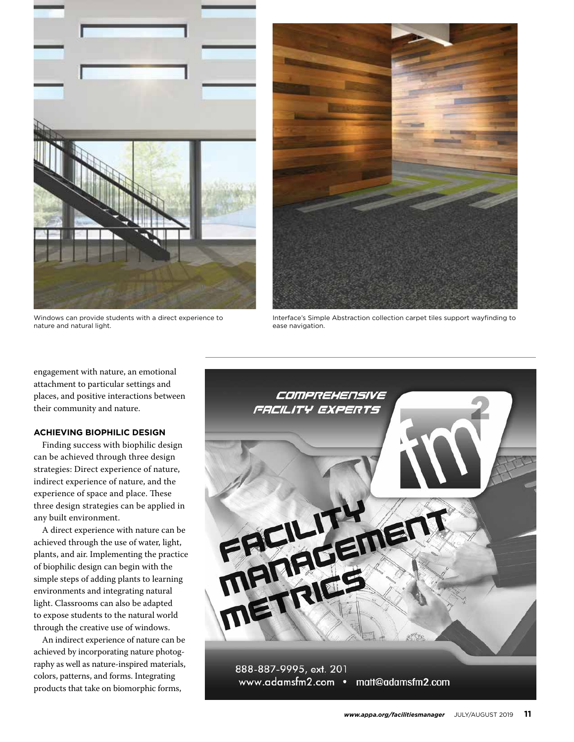Windows can provide students with a direct experience to nature and natural light.

Interface's Simple Abstraction collection carpet tiles support wayfinding to ease navigation.

engagement with nature, an emotional attachment to particular settings and places, and positive interactions between their community and nature.

### ACHIEVING BIOPHILIC DESIGN

Finding success with biophilic design can be achieved through three design strategies: Direct experience of nature, indirect experience of nature, and the experience of space and place. These three design strategies can be applied in any built environment.

A direct experience with nature can be achieved through the use of water, light, plants, and air. Implementing the practice of biophilic design can begin with the simple steps of adding plants to learning environments and integrating natural light. Classrooms can also be adapted to expose students to the natural world through the creative use of windows.

An indirect experience of nature can be achieved by incorporating nature photography as well as nature-inspired materials, colors, patterns, and forms. Integrating products that take on biomorphic forms,

COMPREHENSIVE FACILITY EXPERTS

FACILITY MANAGEMENT METRICS

888-887-9995, ext. 201
www.adamsfm2.com • matt@adamsfm2.com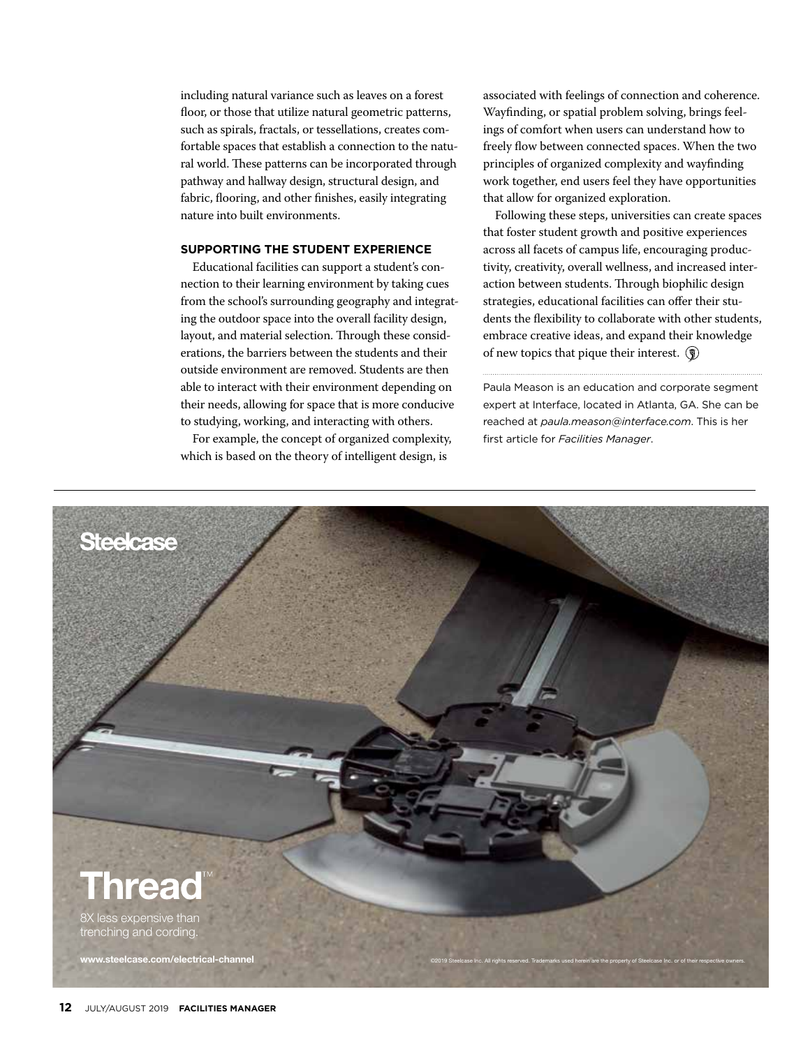including natural variance such as leaves on a forest floor, or those that utilize natural geometric patterns, such as spirals, fractals, or tessellations, creates comfortable spaces that establish a connection to the natural world. These patterns can be incorporated through pathway and hallway design, structural design, and fabric, flooring, and other finishes, easily integrating nature into built environments.

## SUPPORTING THE STUDENT EXPERIENCE

Educational facilities can support a student's connection to their learning environment by taking cues from the school's surrounding geography and integrating the outdoor space into the overall facility design, layout, and material selection. Through these considerations, the barriers between the students and their outside environment are removed. Students are then able to interact with their environment depending on their needs, allowing for space that is more conducive to studying, working, and interacting with others.

For example, the concept of organized complexity, which is based on the theory of intelligent design, is associated with feelings of connection and coherence. Wayfinding, or spatial problem solving, brings feelings of comfort when users can understand how to freely flow between connected spaces. When the two principles of organized complexity and wayfinding work together, end users feel they have opportunities that allow for organized exploration.

Following these steps, universities can create spaces that foster student growth and positive experiences across all facets of campus life, encouraging productivity, creativity, overall wellness, and increased interaction between students. Through biophilic design strategies, educational facilities can offer their students the flexibility to collaborate with other students, embrace creative ideas, and expand their knowledge of new topics that pique their interest.

---

Paula Meason is an education and corporate segment expert at Interface, located in Atlanta, GA. She can be reached at *paula.meason@interface.com*. This is her first article for *Facilities Manager*.

---

Steelcase

Thread™

8X less expensive than trenching and cording.

www.steelcase.com/electrical-channel

©2019 Steelcase Inc. All rights reserved. Trademarks used herein are the property of Steelcase Inc. or of their respective owners.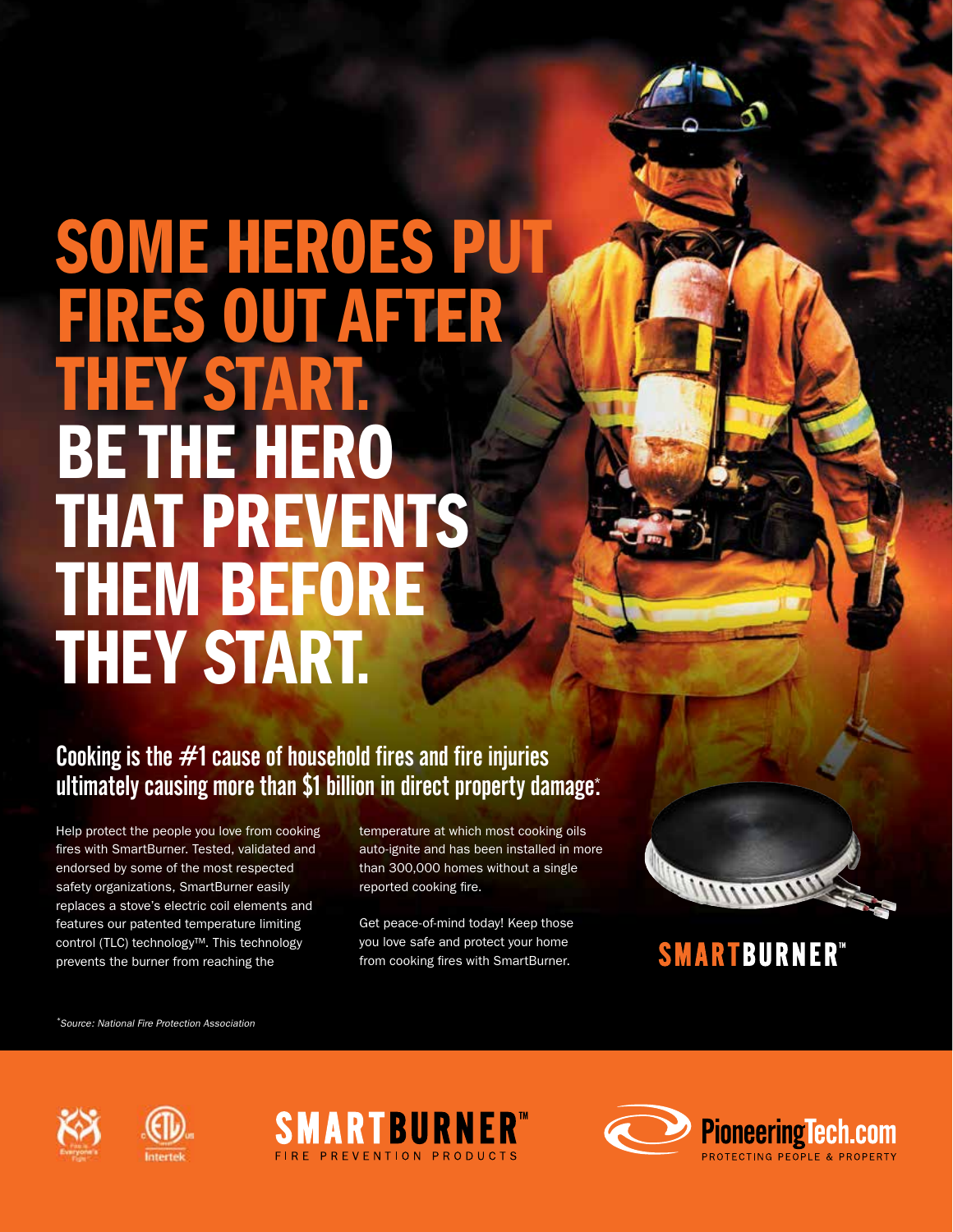# SOME HEROES PUT FIRES OUT AFTER THEY START. BE THE HERO THAT PREVENTS THEM BEFORE THEY START.

## Cooking is the #1 cause of household fires and fire injuries ultimately causing more than $1 billion in direct property damage*.

Help protect the people you love from cooking fires with SmartBurner. Tested, validated and endorsed by some of the most respected safety organizations, SmartBurner easily replaces a stove's electric coil elements and features our patented temperature limiting control (TLC) technology™. This technology prevents the burner from reaching the temperature at which most cooking oils auto-ignite and has been installed in more than 300,000 homes without a single reported cooking fire.

Get peace-of-mind today! Keep those you love safe and protect your home from cooking fires with SmartBurner.

**SMARTBURNER™**

*\*Source: National Fire Protection Association*

Fire is Everyone's Fight™

Intertek

**SMARTBURNER™**
FIRE PREVENTION PRODUCTS

**PioneeringTech.com**
PROTECTING PEOPLE & PROPERTY